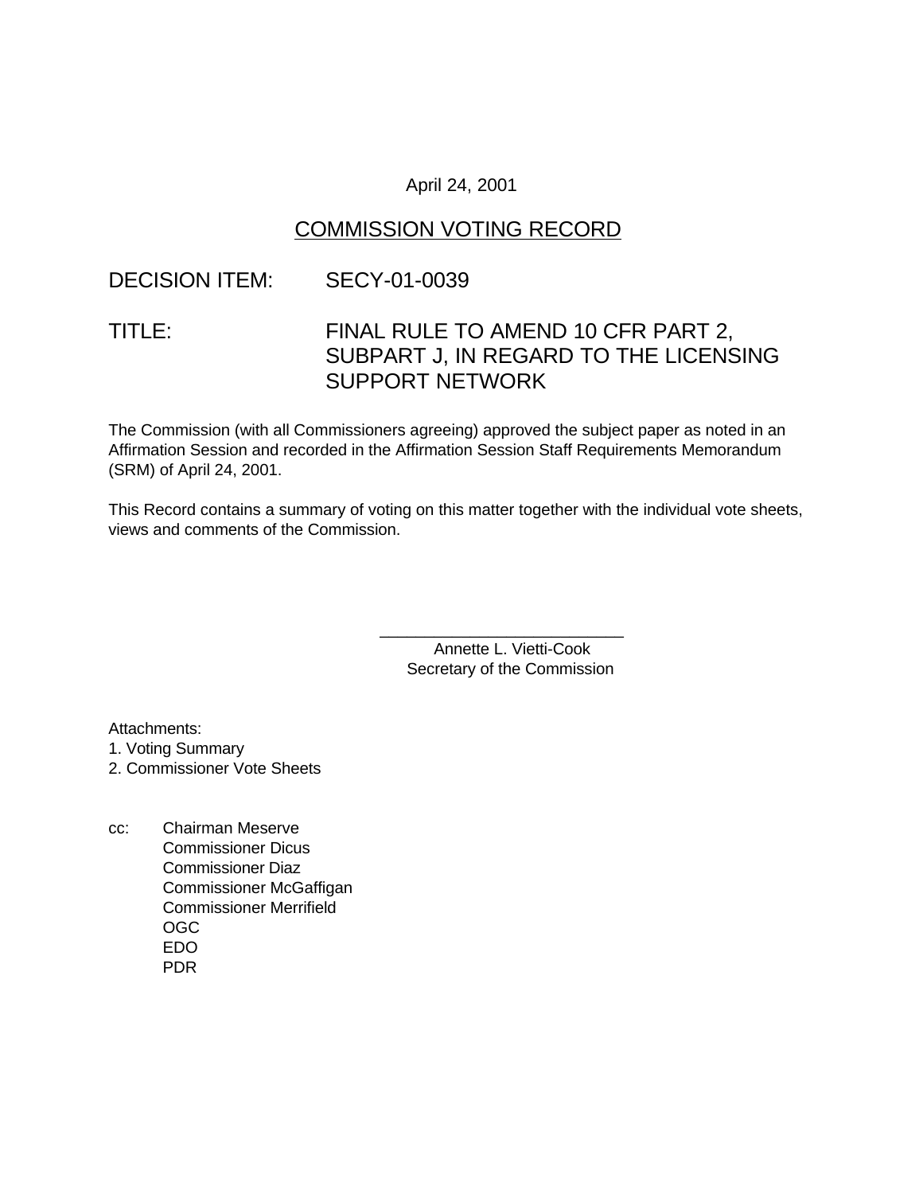April 24, 2001

# COMMISSION VOTING RECORD

DECISION ITEM: SECY-01-0039

TITLE: FINAL RULE TO AMEND 10 CFR PART 2, SUBPART J, IN REGARD TO THE LICENSING SUPPORT NETWORK

The Commission (with all Commissioners agreeing) approved the subject paper as noted in an Affirmation Session and recorded in the Affirmation Session Staff Requirements Memorandum (SRM) of April 24, 2001.

This Record contains a summary of voting on this matter together with the individual vote sheets, views and comments of the Commission.

\_\_\_\_\_\_\_\_\_\_\_\_\_\_\_\_\_\_\_\_\_\_\_\_\_\_\_\_

Annette L. Vietti-Cook
Secretary of the Commission

Attachments:
1. Voting Summary
2. Commissioner Vote Sheets

cc: Chairman Meserve
Commissioner Dicus
Commissioner Diaz
Commissioner McGaffigan
Commissioner Merrifield
OGC
EDO
PDR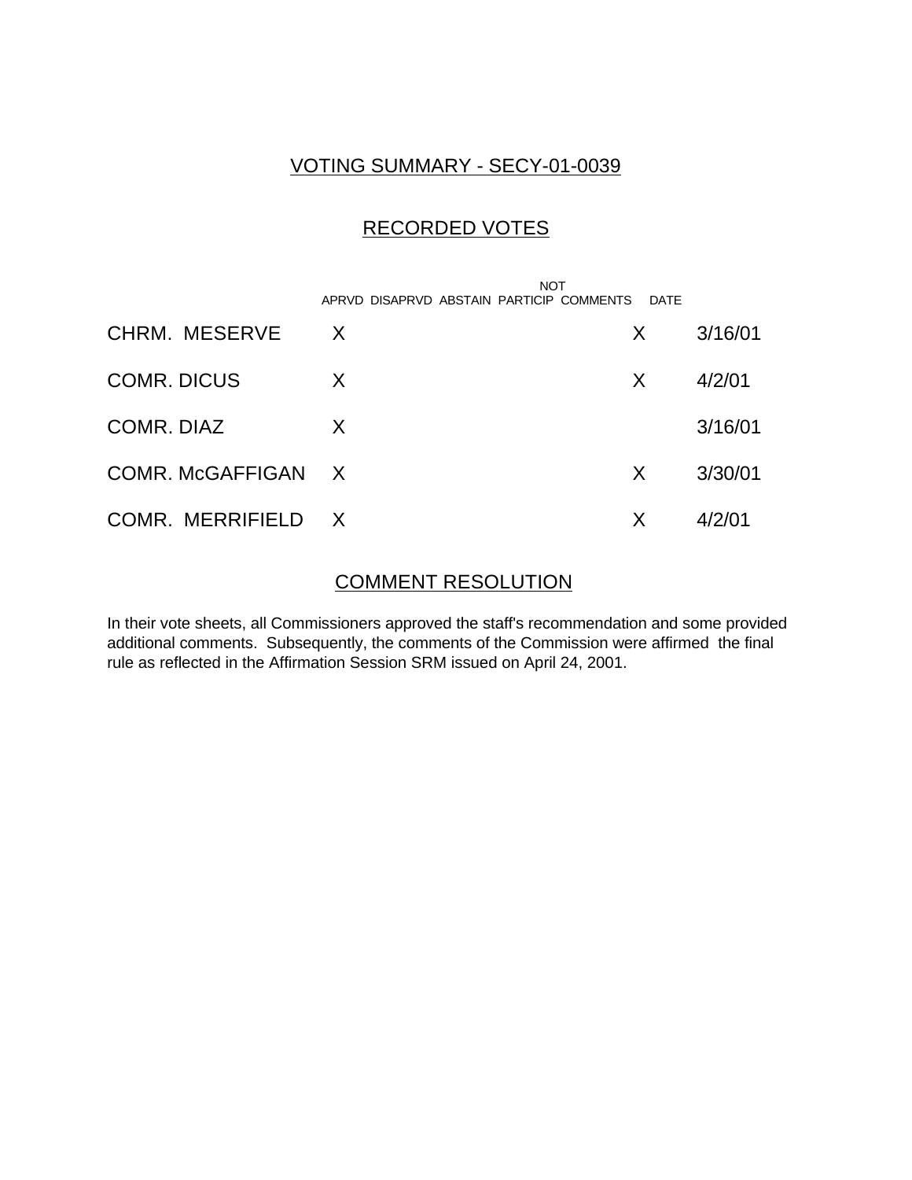## VOTING SUMMARY - SECY-01-0039

## RECORDED VOTES

| | APRVD | DISAPRVD | ABSTAIN | NOT PARTICIP | COMMENTS | DATE |
|---|---|---|---|---|---|---|
| CHRM. MESERVE | X | | | | X | 3/16/01 |
| COMR. DICUS | X | | | | X | 4/2/01 |
| COMR. DIAZ | X | | | | | 3/16/01 |
| COMR. McGAFFIGAN | X | | | | X | 3/30/01 |
| COMR. MERRIFIELD | X | | | | X | 4/2/01 |

## COMMENT RESOLUTION

In their vote sheets, all Commissioners approved the staff's recommendation and some provided additional comments. Subsequently, the comments of the Commission were affirmed the final rule as reflected in the Affirmation Session SRM issued on April 24, 2001.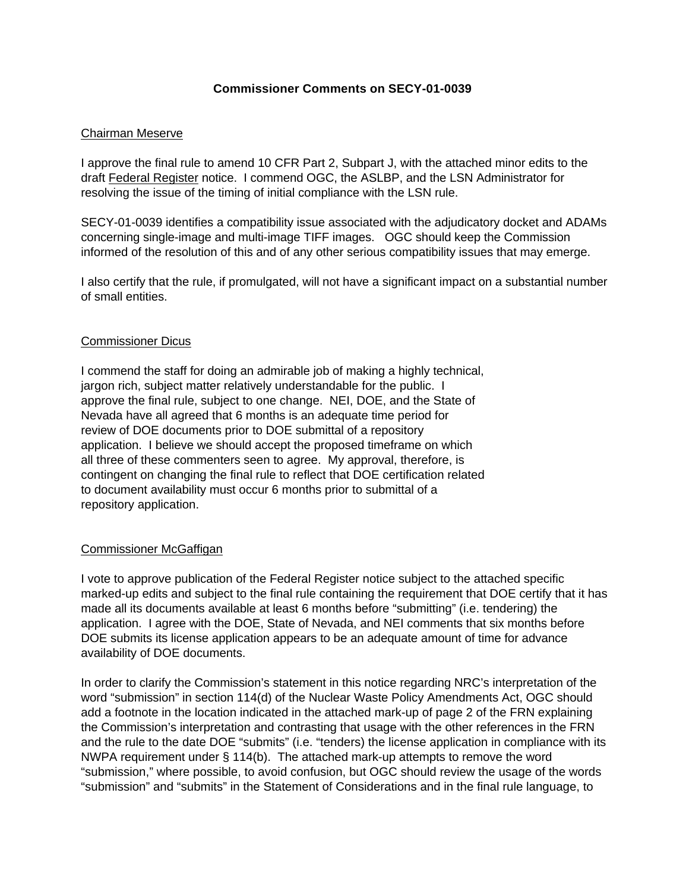**Commissioner Comments on SECY-01-0039**

Chairman Meserve

I approve the final rule to amend 10 CFR Part 2, Subpart J, with the attached minor edits to the draft Federal Register notice. I commend OGC, the ASLBP, and the LSN Administrator for resolving the issue of the timing of initial compliance with the LSN rule.

SECY-01-0039 identifies a compatibility issue associated with the adjudicatory docket and ADAMs concerning single-image and multi-image TIFF images. OGC should keep the Commission informed of the resolution of this and of any other serious compatibility issues that may emerge.

I also certify that the rule, if promulgated, will not have a significant impact on a substantial number of small entities.

Commissioner Dicus

I commend the staff for doing an admirable job of making a highly technical, jargon rich, subject matter relatively understandable for the public. I approve the final rule, subject to one change. NEI, DOE, and the State of Nevada have all agreed that 6 months is an adequate time period for review of DOE documents prior to DOE submittal of a repository application. I believe we should accept the proposed timeframe on which all three of these commenters seen to agree. My approval, therefore, is contingent on changing the final rule to reflect that DOE certification related to document availability must occur 6 months prior to submittal of a repository application.

Commissioner McGaffigan

I vote to approve publication of the Federal Register notice subject to the attached specific marked-up edits and subject to the final rule containing the requirement that DOE certify that it has made all its documents available at least 6 months before "submitting" (i.e. tendering) the application. I agree with the DOE, State of Nevada, and NEI comments that six months before DOE submits its license application appears to be an adequate amount of time for advance availability of DOE documents.

In order to clarify the Commission's statement in this notice regarding NRC's interpretation of the word "submission" in section 114(d) of the Nuclear Waste Policy Amendments Act, OGC should add a footnote in the location indicated in the attached mark-up of page 2 of the FRN explaining the Commission's interpretation and contrasting that usage with the other references in the FRN and the rule to the date DOE "submits" (i.e. "tenders) the license application in compliance with its NWPA requirement under § 114(b). The attached mark-up attempts to remove the word "submission," where possible, to avoid confusion, but OGC should review the usage of the words "submission" and "submits" in the Statement of Considerations and in the final rule language, to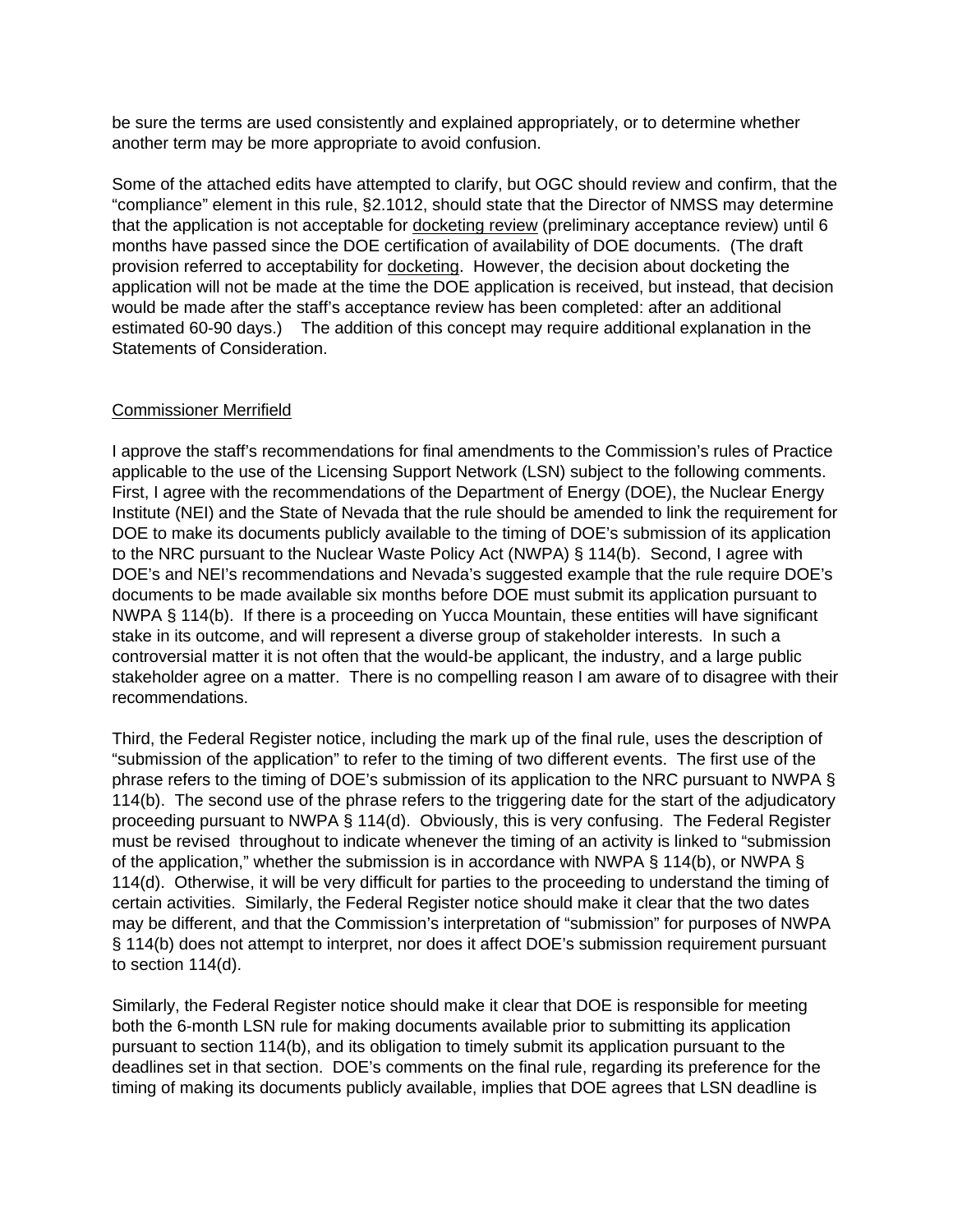be sure the terms are used consistently and explained appropriately, or to determine whether another term may be more appropriate to avoid confusion.

Some of the attached edits have attempted to clarify, but OGC should review and confirm, that the "compliance" element in this rule, §2.1012, should state that the Director of NMSS may determine that the application is not acceptable for <u>docketing review</u> (preliminary acceptance review) until 6 months have passed since the DOE certification of availability of DOE documents. (The draft provision referred to acceptability for <u>docketing</u>. However, the decision about docketing the application will not be made at the time the DOE application is received, but instead, that decision would be made after the staff's acceptance review has been completed: after an additional estimated 60-90 days.) The addition of this concept may require additional explanation in the Statements of Consideration.

<u>Commissioner Merrifield</u>

I approve the staff's recommendations for final amendments to the Commission's rules of Practice applicable to the use of the Licensing Support Network (LSN) subject to the following comments. First, I agree with the recommendations of the Department of Energy (DOE), the Nuclear Energy Institute (NEI) and the State of Nevada that the rule should be amended to link the requirement for DOE to make its documents publicly available to the timing of DOE's submission of its application to the NRC pursuant to the Nuclear Waste Policy Act (NWPA) § 114(b). Second, I agree with DOE's and NEI's recommendations and Nevada's suggested example that the rule require DOE's documents to be made available six months before DOE must submit its application pursuant to NWPA § 114(b). If there is a proceeding on Yucca Mountain, these entities will have significant stake in its outcome, and will represent a diverse group of stakeholder interests. In such a controversial matter it is not often that the would-be applicant, the industry, and a large public stakeholder agree on a matter. There is no compelling reason I am aware of to disagree with their recommendations.

Third, the Federal Register notice, including the mark up of the final rule, uses the description of "submission of the application" to refer to the timing of two different events. The first use of the phrase refers to the timing of DOE's submission of its application to the NRC pursuant to NWPA § 114(b). The second use of the phrase refers to the triggering date for the start of the adjudicatory proceeding pursuant to NWPA § 114(d). Obviously, this is very confusing. The Federal Register must be revised throughout to indicate whenever the timing of an activity is linked to "submission of the application," whether the submission is in accordance with NWPA § 114(b), or NWPA § 114(d). Otherwise, it will be very difficult for parties to the proceeding to understand the timing of certain activities. Similarly, the Federal Register notice should make it clear that the two dates may be different, and that the Commission's interpretation of "submission" for purposes of NWPA § 114(b) does not attempt to interpret, nor does it affect DOE's submission requirement pursuant to section 114(d).

Similarly, the Federal Register notice should make it clear that DOE is responsible for meeting both the 6-month LSN rule for making documents available prior to submitting its application pursuant to section 114(b), and its obligation to timely submit its application pursuant to the deadlines set in that section. DOE's comments on the final rule, regarding its preference for the timing of making its documents publicly available, implies that DOE agrees that LSN deadline is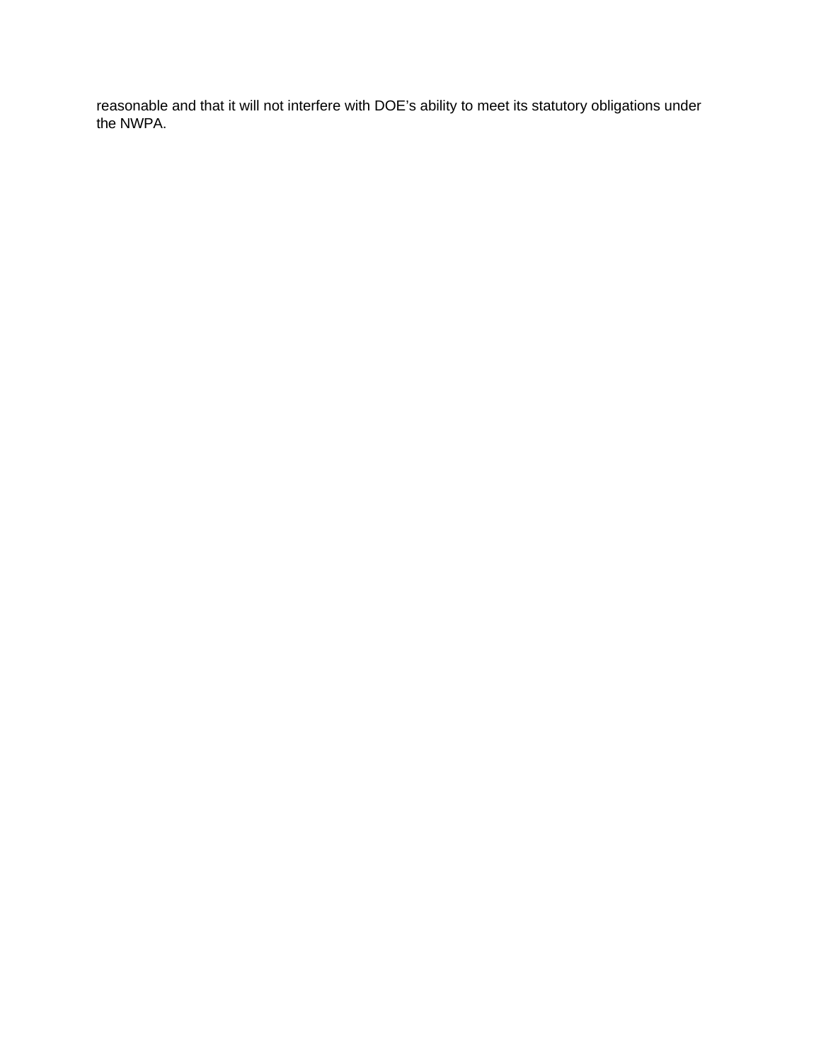reasonable and that it will not interfere with DOE’s ability to meet its statutory obligations under the NWPA.